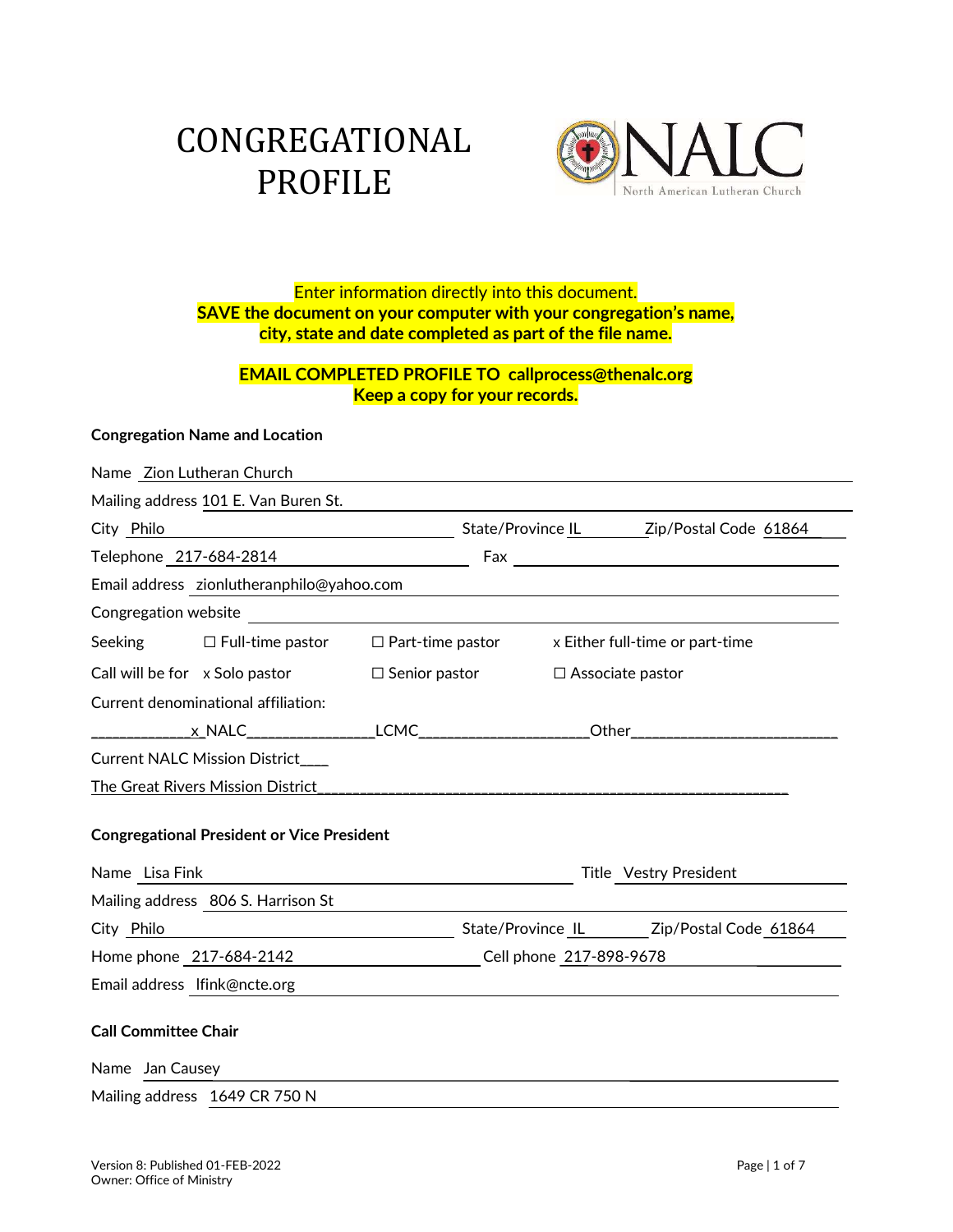# CONGREGATIONAL PROFILE

NALC North American Lutheran Church

Enter information directly into this document.
**SAVE the document on your computer with your congregation's name, city, state and date completed as part of the file name.**

**EMAIL COMPLETED PROFILE TO callprocess@thenalc.org**
**Keep a copy for your records.**

**Congregation Name and Location**

Name Zion Lutheran Church

Mailing address 101 E. Van Buren St.

City Philo State/Province IL Zip/Postal Code 61864

Telephone 217-684-2814 Fax

Email address zionlutheranphilo@yahoo.com

Congregation website

Seeking ☐ Full-time pastor ☐ Part-time pastor x Either full-time or part-time

Call will be for x Solo pastor ☐ Senior pastor ☐ Associate pastor

Current denominational affiliation:

x NALC ____ LCMC ____ Other ____

Current NALC Mission District____

The Great Rivers Mission District

**Congregational President or Vice President**

Name Lisa Fink Title Vestry President

Mailing address 806 S. Harrison St

City Philo State/Province IL Zip/Postal Code 61864

Home phone 217-684-2142 Cell phone 217-898-9678

Email address lfink@ncte.org

**Call Committee Chair**

Name Jan Causey

Mailing address 1649 CR 750 N

Version 8: Published 01-FEB-2022
Owner: Office of Ministry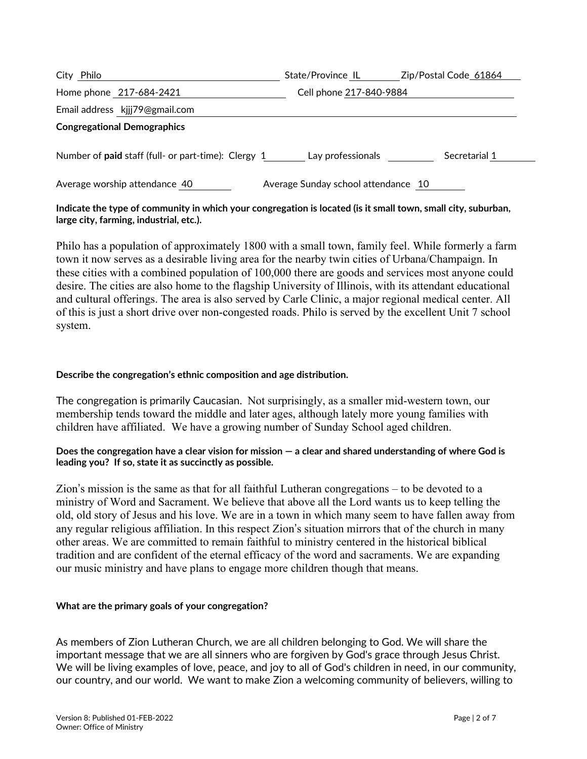City Philo State/Province IL Zip/Postal Code 61864

Home phone 217-684-2421 Cell phone 217-840-9884

Email address kjjj79@gmail.com

**Congregational Demographics**

Number of **paid** staff (full- or part-time): Clergy 1 Lay professionals ______ Secretarial 1

Average worship attendance 40 Average Sunday school attendance 10

**Indicate the type of community in which your congregation is located (is it small town, small city, suburban, large city, farming, industrial, etc.).**

Philo has a population of approximately 1800 with a small town, family feel. While formerly a farm town it now serves as a desirable living area for the nearby twin cities of Urbana/Champaign. In these cities with a combined population of 100,000 there are goods and services most anyone could desire. The cities are also home to the flagship University of Illinois, with its attendant educational and cultural offerings. The area is also served by Carle Clinic, a major regional medical center. All of this is just a short drive over non-congested roads. Philo is served by the excellent Unit 7 school system.

**Describe the congregation's ethnic composition and age distribution.**

The congregation is primarily Caucasian. Not surprisingly, as a smaller mid-western town, our membership tends toward the middle and later ages, although lately more young families with children have affiliated. We have a growing number of Sunday School aged children.

**Does the congregation have a clear vision for mission — a clear and shared understanding of where God is leading you? If so, state it as succinctly as possible.**

Zion's mission is the same as that for all faithful Lutheran congregations – to be devoted to a ministry of Word and Sacrament. We believe that above all the Lord wants us to keep telling the old, old story of Jesus and his love. We are in a town in which many seem to have fallen away from any regular religious affiliation. In this respect Zion's situation mirrors that of the church in many other areas. We are committed to remain faithful to ministry centered in the historical biblical tradition and are confident of the eternal efficacy of the word and sacraments. We are expanding our music ministry and have plans to engage more children though that means.

**What are the primary goals of your congregation?**

As members of Zion Lutheran Church, we are all children belonging to God. We will share the important message that we are all sinners who are forgiven by God's grace through Jesus Christ. We will be living examples of love, peace, and joy to all of God's children in need, in our community, our country, and our world. We want to make Zion a welcoming community of believers, willing to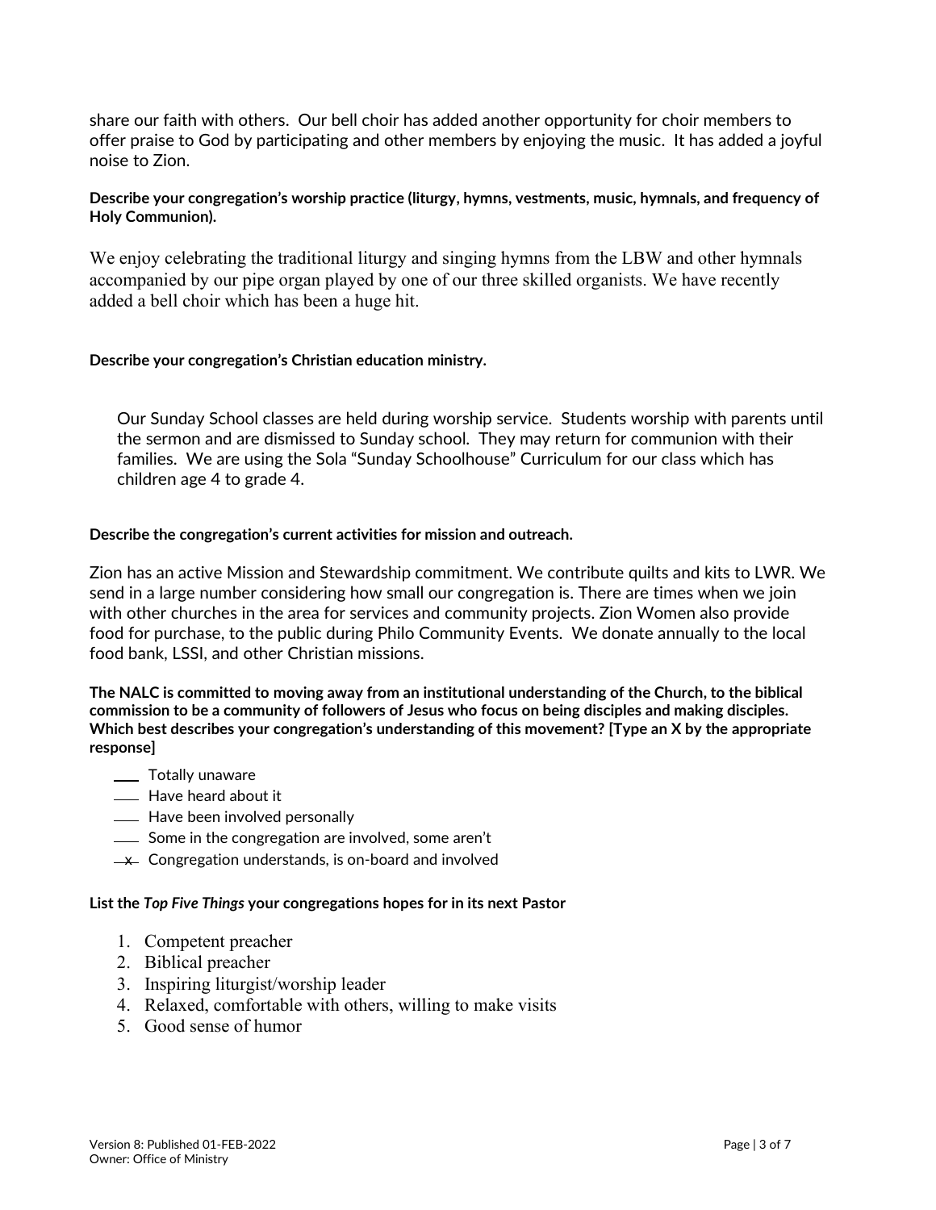share our faith with others. Our bell choir has added another opportunity for choir members to offer praise to God by participating and other members by enjoying the music. It has added a joyful noise to Zion.

**Describe your congregation's worship practice (liturgy, hymns, vestments, music, hymnals, and frequency of Holy Communion).**

We enjoy celebrating the traditional liturgy and singing hymns from the LBW and other hymnals accompanied by our pipe organ played by one of our three skilled organists. We have recently added a bell choir which has been a huge hit.

**Describe your congregation's Christian education ministry.**

Our Sunday School classes are held during worship service. Students worship with parents until the sermon and are dismissed to Sunday school. They may return for communion with their families. We are using the Sola "Sunday Schoolhouse" Curriculum for our class which has children age 4 to grade 4.

**Describe the congregation's current activities for mission and outreach.**

Zion has an active Mission and Stewardship commitment. We contribute quilts and kits to LWR. We send in a large number considering how small our congregation is. There are times when we join with other churches in the area for services and community projects. Zion Women also provide food for purchase, to the public during Philo Community Events. We donate annually to the local food bank, LSSI, and other Christian missions.

**The NALC is committed to moving away from an institutional understanding of the Church, to the biblical commission to be a community of followers of Jesus who focus on being disciples and making disciples. Which best describes your congregation's understanding of this movement? [Type an X by the appropriate response]**

- ___ Totally unaware
- ___ Have heard about it
- ___ Have been involved personally
- ___ Some in the congregation are involved, some aren't
- _x_ Congregation understands, is on-board and involved

**List the *Top Five Things* your congregations hopes for in its next Pastor**

1. Competent preacher
2. Biblical preacher
3. Inspiring liturgist/worship leader
4. Relaxed, comfortable with others, willing to make visits
5. Good sense of humor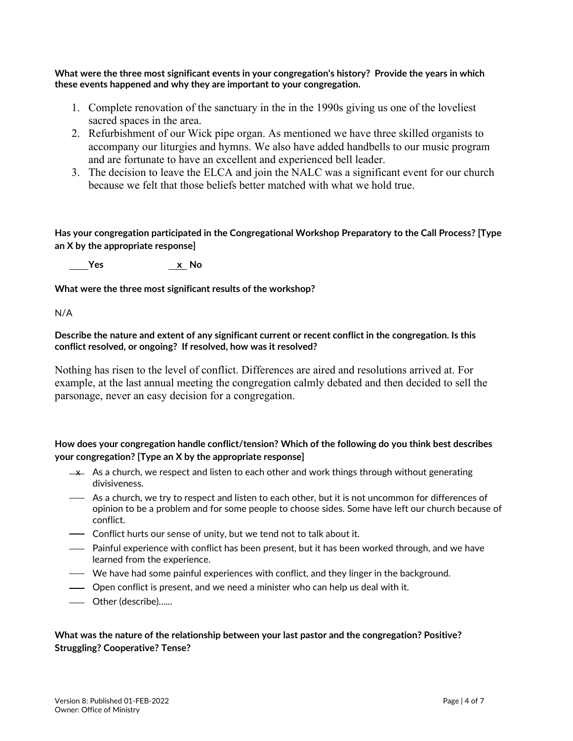**What were the three most significant events in your congregation's history? Provide the years in which these events happened and why they are important to your congregation.**

1. Complete renovation of the sanctuary in the in the 1990s giving us one of the loveliest sacred spaces in the area.
2. Refurbishment of our Wick pipe organ. As mentioned we have three skilled organists to accompany our liturgies and hymns. We also have added handbells to our music program and are fortunate to have an excellent and experienced bell leader.
3. The decision to leave the ELCA and join the NALC was a significant event for our church because we felt that those beliefs better matched with what we hold true.

**Has your congregation participated in the Congregational Workshop Preparatory to the Call Process? [Type an X by the appropriate response]**

\_\_\_\_ **Yes** \_\_x\_\_ **No**

**What were the three most significant results of the workshop?**

N/A

**Describe the nature and extent of any significant current or recent conflict in the congregation. Is this conflict resolved, or ongoing? If resolved, how was it resolved?**

Nothing has risen to the level of conflict. Differences are aired and resolutions arrived at. For example, at the last annual meeting the congregation calmly debated and then decided to sell the parsonage, never an easy decision for a congregation.

**How does your congregation handle conflict/tension? Which of the following do you think best describes your congregation? [Type an X by the appropriate response]**

- \_x\_ As a church, we respect and listen to each other and work things through without generating divisiveness.
- \_\_\_ As a church, we try to respect and listen to each other, but it is not uncommon for differences of opinion to be a problem and for some people to choose sides. Some have left our church because of conflict.
- \_\_\_ Conflict hurts our sense of unity, but we tend not to talk about it.
- \_\_\_ Painful experience with conflict has been present, but it has been worked through, and we have learned from the experience.
- \_\_\_ We have had some painful experiences with conflict, and they linger in the background.
- \_\_\_ Open conflict is present, and we need a minister who can help us deal with it.
- \_\_\_ Other (describe)......

**What was the nature of the relationship between your last pastor and the congregation? Positive? Struggling? Cooperative? Tense?**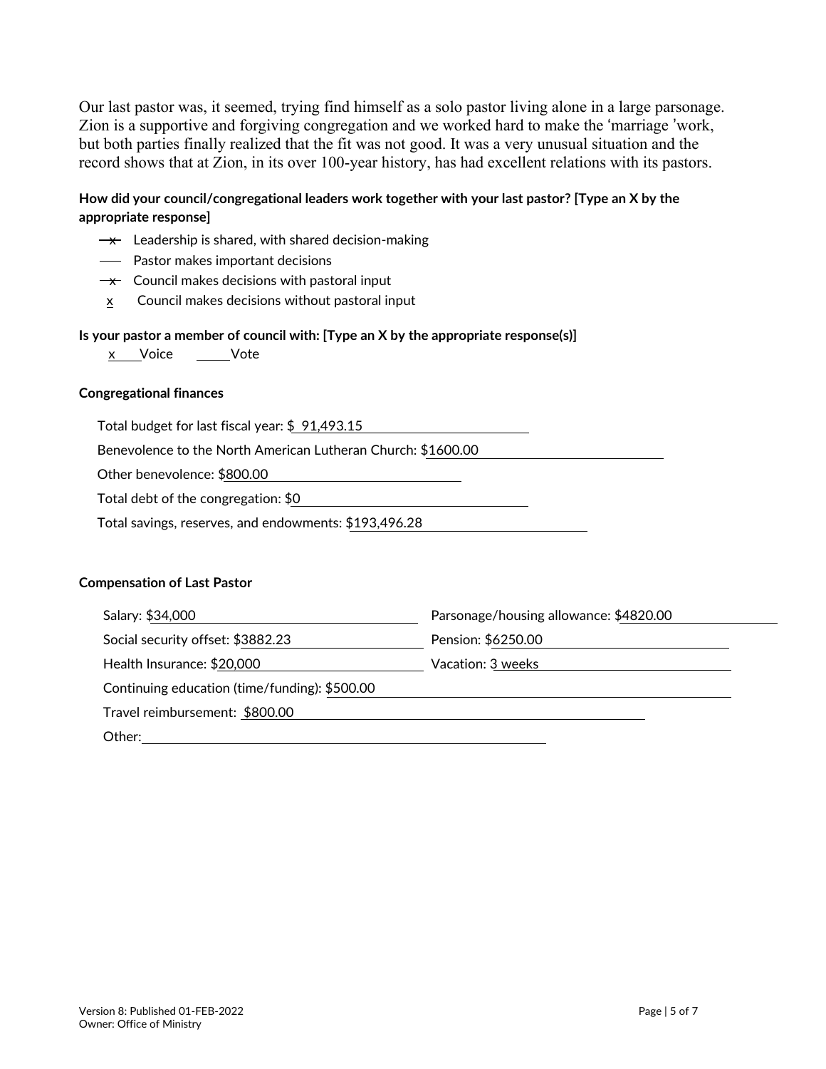Our last pastor was, it seemed, trying find himself as a solo pastor living alone in a large parsonage. Zion is a supportive and forgiving congregation and we worked hard to make the 'marriage 'work, but both parties finally realized that the fit was not good. It was a very unusual situation and the record shows that at Zion, in its over 100-year history, has had excellent relations with its pastors.

**How did your council/congregational leaders work together with your last pastor? [Type an X by the appropriate response]**

- ~~x~~ Leadership is shared, with shared decision-making
- \_\_\_ Pastor makes important decisions
- ~~x~~ Council makes decisions with pastoral input
- x Council makes decisions without pastoral input

**Is your pastor a member of council with: [Type an X by the appropriate response(s)]**

x Voice \_\_\_\_ Vote

**Congregational finances**

Total budget for last fiscal year: $ 91,493.15

Benevolence to the North American Lutheran Church: $1600.00

Other benevolence: $800.00

Total debt of the congregation: $0

Total savings, reserves, and endowments: $193,496.28

**Compensation of Last Pastor**

Salary: $34,000

Parsonage/housing allowance: $4820.00

Social security offset: $3882.23

Pension: $6250.00

Health Insurance: $20,000

Vacation: 3 weeks

Continuing education (time/funding): $500.00

Travel reimbursement: $800.00

Other: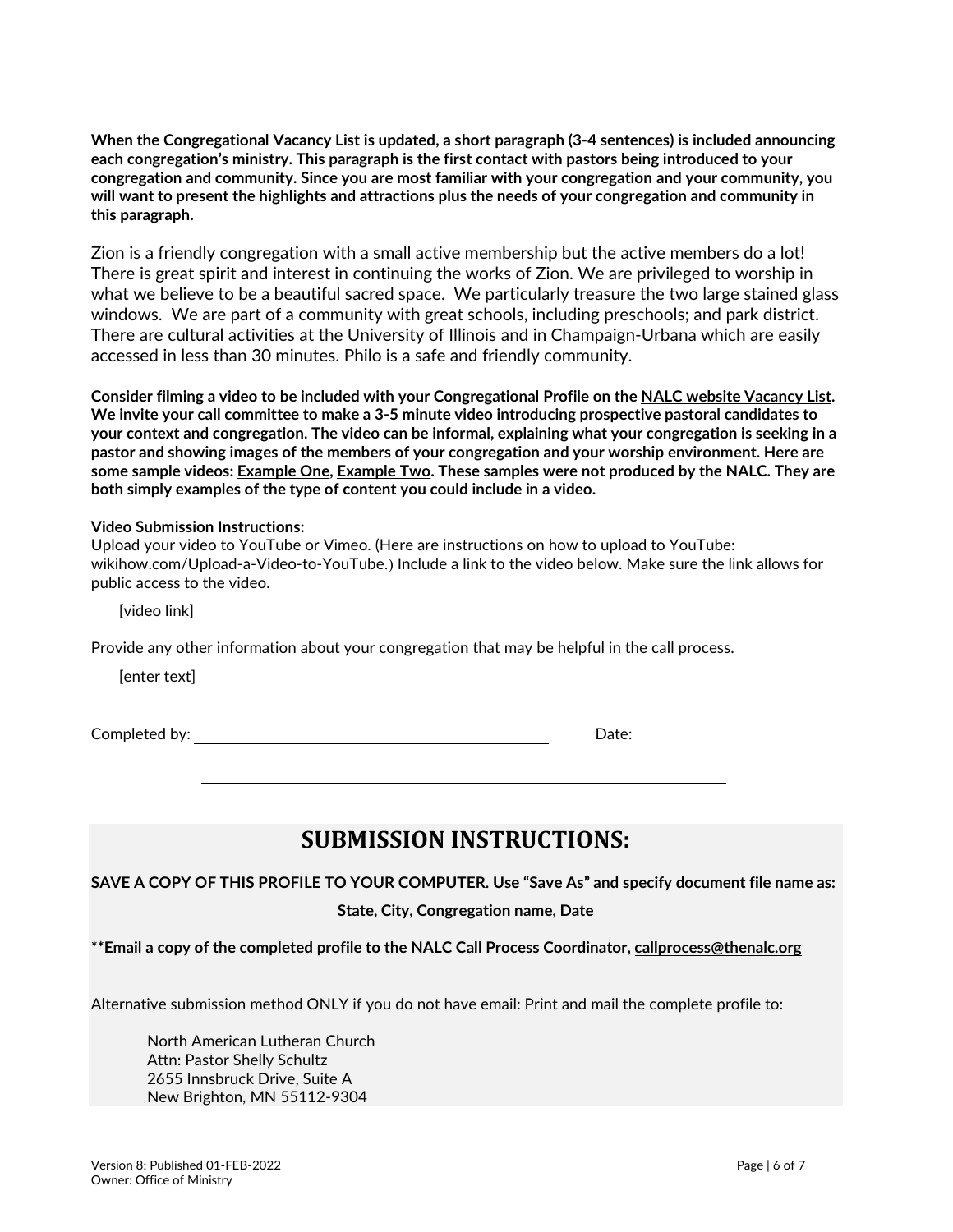**When the Congregational Vacancy List is updated, a short paragraph (3-4 sentences) is included announcing each congregation's ministry. This paragraph is the first contact with pastors being introduced to your congregation and community. Since you are most familiar with your congregation and your community, you will want to present the highlights and attractions plus the needs of your congregation and community in this paragraph.**

Zion is a friendly congregation with a small active membership but the active members do a lot! There is great spirit and interest in continuing the works of Zion. We are privileged to worship in what we believe to be a beautiful sacred space. We particularly treasure the two large stained glass windows. We are part of a community with great schools, including preschools; and park district. There are cultural activities at the University of Illinois and in Champaign-Urbana which are easily accessed in less than 30 minutes. Philo is a safe and friendly community.

**Consider filming a video to be included with your Congregational Profile on the NALC website Vacancy List. We invite your call committee to make a 3-5 minute video introducing prospective pastoral candidates to your context and congregation. The video can be informal, explaining what your congregation is seeking in a pastor and showing images of the members of your congregation and your worship environment. Here are some sample videos: Example One, Example Two. These samples were not produced by the NALC. They are both simply examples of the type of content you could include in a video.**

**Video Submission Instructions:**
Upload your video to YouTube or Vimeo. (Here are instructions on how to upload to YouTube: wikihow.com/Upload-a-Video-to-YouTube.) Include a link to the video below. Make sure the link allows for public access to the video.

[video link]

Provide any other information about your congregation that may be helpful in the call process.

[enter text]

Completed by: ______________________ Date: ______________

# SUBMISSION INSTRUCTIONS:

**SAVE A COPY OF THIS PROFILE TO YOUR COMPUTER. Use "Save As" and specify document file name as:**

**State, City, Congregation name, Date**

****Email a copy of the completed profile to the NALC Call Process Coordinator, callprocess@thenalc.org**

Alternative submission method ONLY if you do not have email: Print and mail the complete profile to:

North American Lutheran Church
Attn: Pastor Shelly Schultz
2655 Innsbruck Drive, Suite A
New Brighton, MN 55112-9304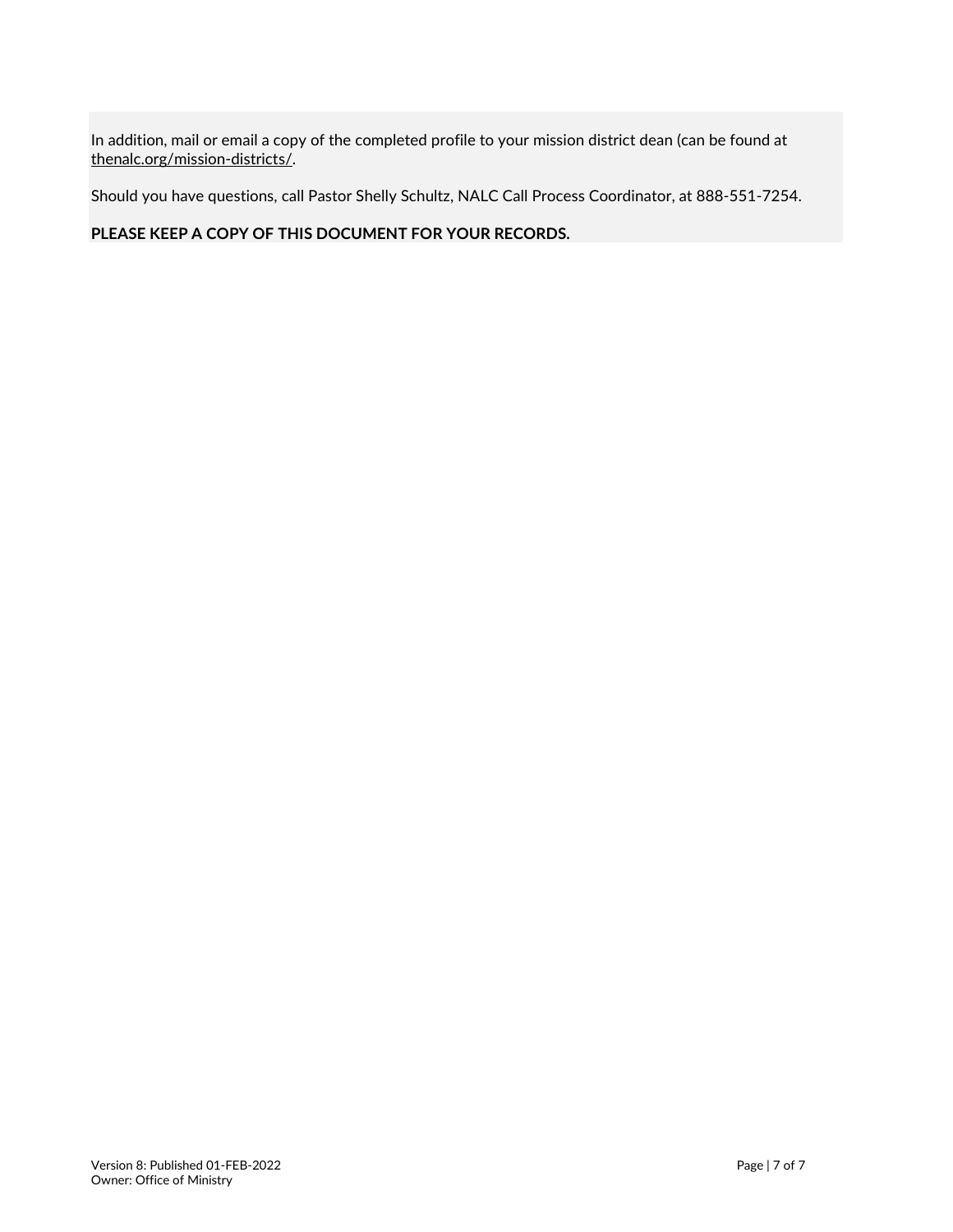In addition, mail or email a copy of the completed profile to your mission district dean (can be found at thenalc.org/mission-districts/.

Should you have questions, call Pastor Shelly Schultz, NALC Call Process Coordinator, at 888-551-7254.

**PLEASE KEEP A COPY OF THIS DOCUMENT FOR YOUR RECORDS.**